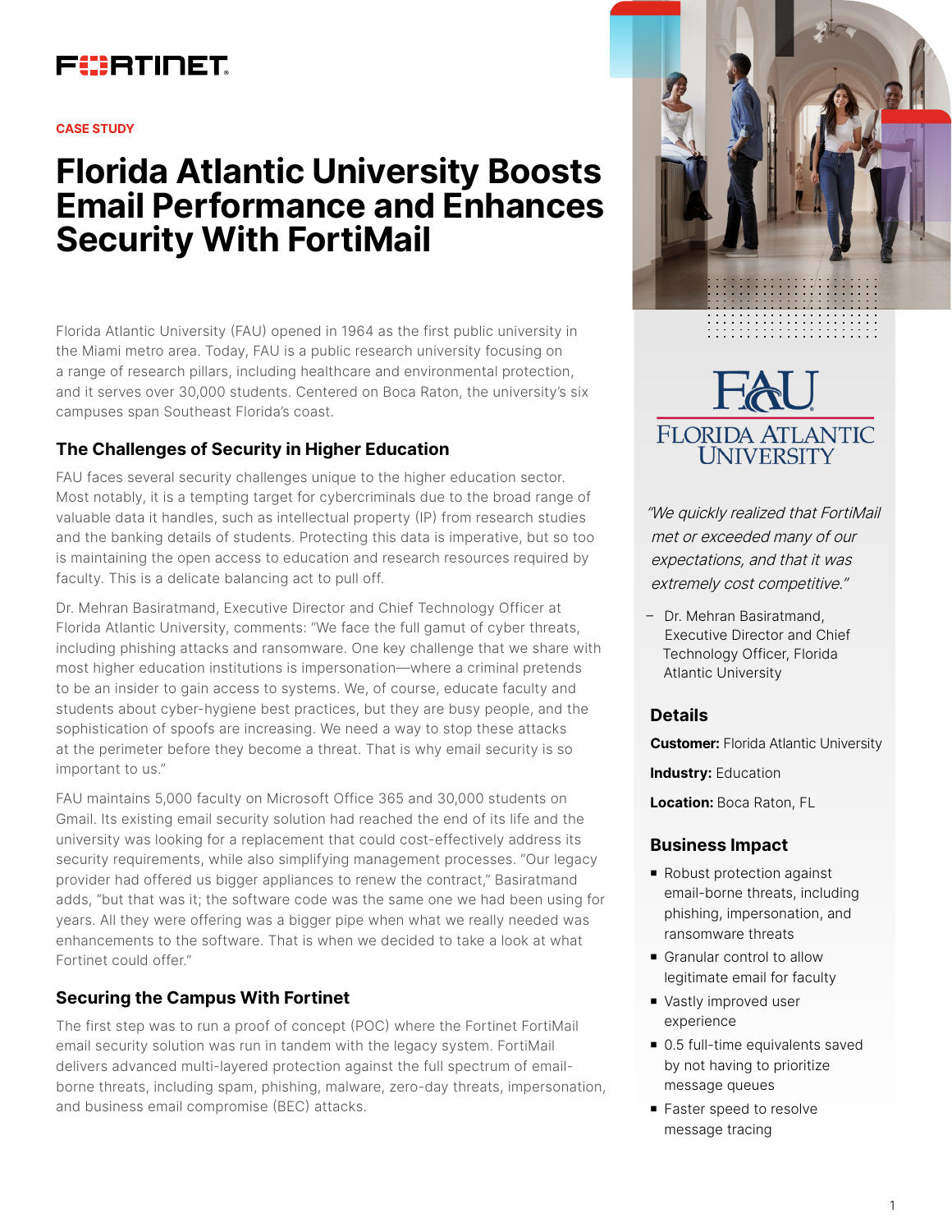FORTINET

CASE STUDY

# Florida Atlantic University Boosts Email Performance and Enhances Security With FortiMail

Florida Atlantic University (FAU) opened in 1964 as the first public university in the Miami metro area. Today, FAU is a public research university focusing on a range of research pillars, including healthcare and environmental protection, and it serves over 30,000 students. Centered on Boca Raton, the university's six campuses span Southeast Florida's coast.

## The Challenges of Security in Higher Education

FAU faces several security challenges unique to the higher education sector. Most notably, it is a tempting target for cybercriminals due to the broad range of valuable data it handles, such as intellectual property (IP) from research studies and the banking details of students. Protecting this data is imperative, but so too is maintaining the open access to education and research resources required by faculty. This is a delicate balancing act to pull off.

Dr. Mehran Basiratmand, Executive Director and Chief Technology Officer at Florida Atlantic University, comments: "We face the full gamut of cyber threats, including phishing attacks and ransomware. One key challenge that we share with most higher education institutions is impersonation—where a criminal pretends to be an insider to gain access to systems. We, of course, educate faculty and students about cyber-hygiene best practices, but they are busy people, and the sophistication of spoofs are increasing. We need a way to stop these attacks at the perimeter before they become a threat. That is why email security is so important to us."

FAU maintains 5,000 faculty on Microsoft Office 365 and 30,000 students on Gmail. Its existing email security solution had reached the end of its life and the university was looking for a replacement that could cost-effectively address its security requirements, while also simplifying management processes. "Our legacy provider had offered us bigger appliances to renew the contract," Basiratmand adds, "but that was it; the software code was the same one we had been using for years. All they were offering was a bigger pipe when what we really needed was enhancements to the software. That is when we decided to take a look at what Fortinet could offer."

## Securing the Campus With Fortinet

The first step was to run a proof of concept (POC) where the Fortinet FortiMail email security solution was run in tandem with the legacy system. FortiMail delivers advanced multi-layered protection against the full spectrum of email-borne threats, including spam, phishing, malware, zero-day threats, impersonation, and business email compromise (BEC) attacks.

FAU
FLORIDA ATLANTIC UNIVERSITY

*"We quickly realized that FortiMail met or exceeded many of our expectations, and that it was extremely cost competitive."*

– Dr. Mehran Basiratmand, Executive Director and Chief Technology Officer, Florida Atlantic University

## Details

**Customer:** Florida Atlantic University

**Industry:** Education

**Location:** Boca Raton, FL

## Business Impact

- Robust protection against email-borne threats, including phishing, impersonation, and ransomware threats
- Granular control to allow legitimate email for faculty
- Vastly improved user experience
- 0.5 full-time equivalents saved by not having to prioritize message queues
- Faster speed to resolve message tracing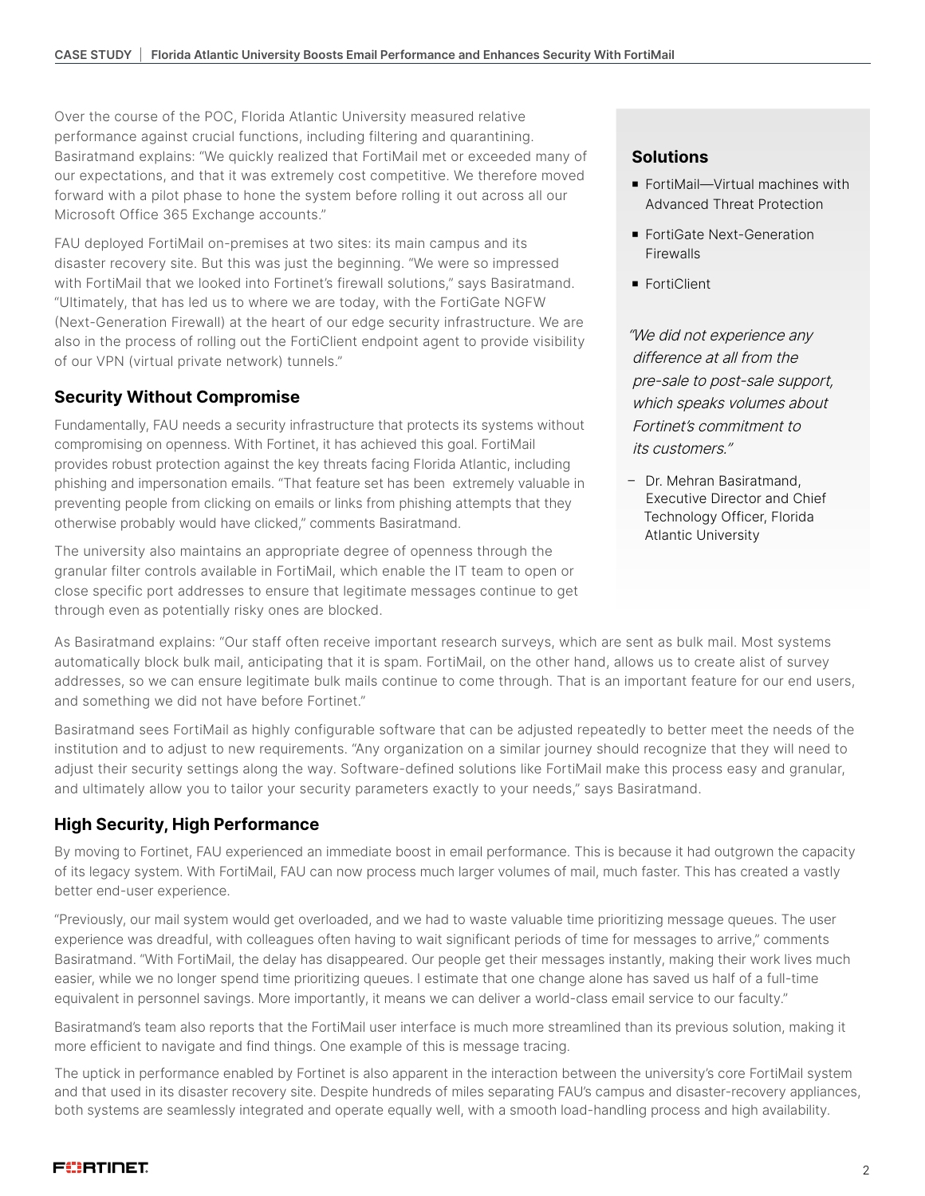Over the course of the POC, Florida Atlantic University measured relative performance against crucial functions, including filtering and quarantining. Basiratmand explains: "We quickly realized that FortiMail met or exceeded many of our expectations, and that it was extremely cost competitive. We therefore moved forward with a pilot phase to hone the system before rolling it out across all our Microsoft Office 365 Exchange accounts."

FAU deployed FortiMail on-premises at two sites: its main campus and its disaster recovery site. But this was just the beginning. "We were so impressed with FortiMail that we looked into Fortinet's firewall solutions," says Basiratmand. "Ultimately, that has led us to where we are today, with the FortiGate NGFW (Next-Generation Firewall) at the heart of our edge security infrastructure. We are also in the process of rolling out the FortiClient endpoint agent to provide visibility of our VPN (virtual private network) tunnels."

### Solutions

- FortiMail—Virtual machines with Advanced Threat Protection
- FortiGate Next-Generation Firewalls
- FortiClient

*"We did not experience any difference at all from the pre-sale to post-sale support, which speaks volumes about Fortinet's commitment to its customers."*

– Dr. Mehran Basiratmand, Executive Director and Chief Technology Officer, Florida Atlantic University

## Security Without Compromise

Fundamentally, FAU needs a security infrastructure that protects its systems without compromising on openness. With Fortinet, it has achieved this goal. FortiMail provides robust protection against the key threats facing Florida Atlantic, including phishing and impersonation emails. "That feature set has been extremely valuable in preventing people from clicking on emails or links from phishing attempts that they otherwise probably would have clicked," comments Basiratmand.

The university also maintains an appropriate degree of openness through the granular filter controls available in FortiMail, which enable the IT team to open or close specific port addresses to ensure that legitimate messages continue to get through even as potentially risky ones are blocked.

As Basiratmand explains: "Our staff often receive important research surveys, which are sent as bulk mail. Most systems automatically block bulk mail, anticipating that it is spam. FortiMail, on the other hand, allows us to create alist of survey addresses, so we can ensure legitimate bulk mails continue to come through. That is an important feature for our end users, and something we did not have before Fortinet."

Basiratmand sees FortiMail as highly configurable software that can be adjusted repeatedly to better meet the needs of the institution and to adjust to new requirements. "Any organization on a similar journey should recognize that they will need to adjust their security settings along the way. Software-defined solutions like FortiMail make this process easy and granular, and ultimately allow you to tailor your security parameters exactly to your needs," says Basiratmand.

## High Security, High Performance

By moving to Fortinet, FAU experienced an immediate boost in email performance. This is because it had outgrown the capacity of its legacy system. With FortiMail, FAU can now process much larger volumes of mail, much faster. This has created a vastly better end-user experience.

"Previously, our mail system would get overloaded, and we had to waste valuable time prioritizing message queues. The user experience was dreadful, with colleagues often having to wait significant periods of time for messages to arrive," comments Basiratmand. "With FortiMail, the delay has disappeared. Our people get their messages instantly, making their work lives much easier, while we no longer spend time prioritizing queues. I estimate that one change alone has saved us half of a full-time equivalent in personnel savings. More importantly, it means we can deliver a world-class email service to our faculty."

Basiratmand's team also reports that the FortiMail user interface is much more streamlined than its previous solution, making it more efficient to navigate and find things. One example of this is message tracing.

The uptick in performance enabled by Fortinet is also apparent in the interaction between the university's core FortiMail system and that used in its disaster recovery site. Despite hundreds of miles separating FAU's campus and disaster-recovery appliances, both systems are seamlessly integrated and operate equally well, with a smooth load-handling process and high availability.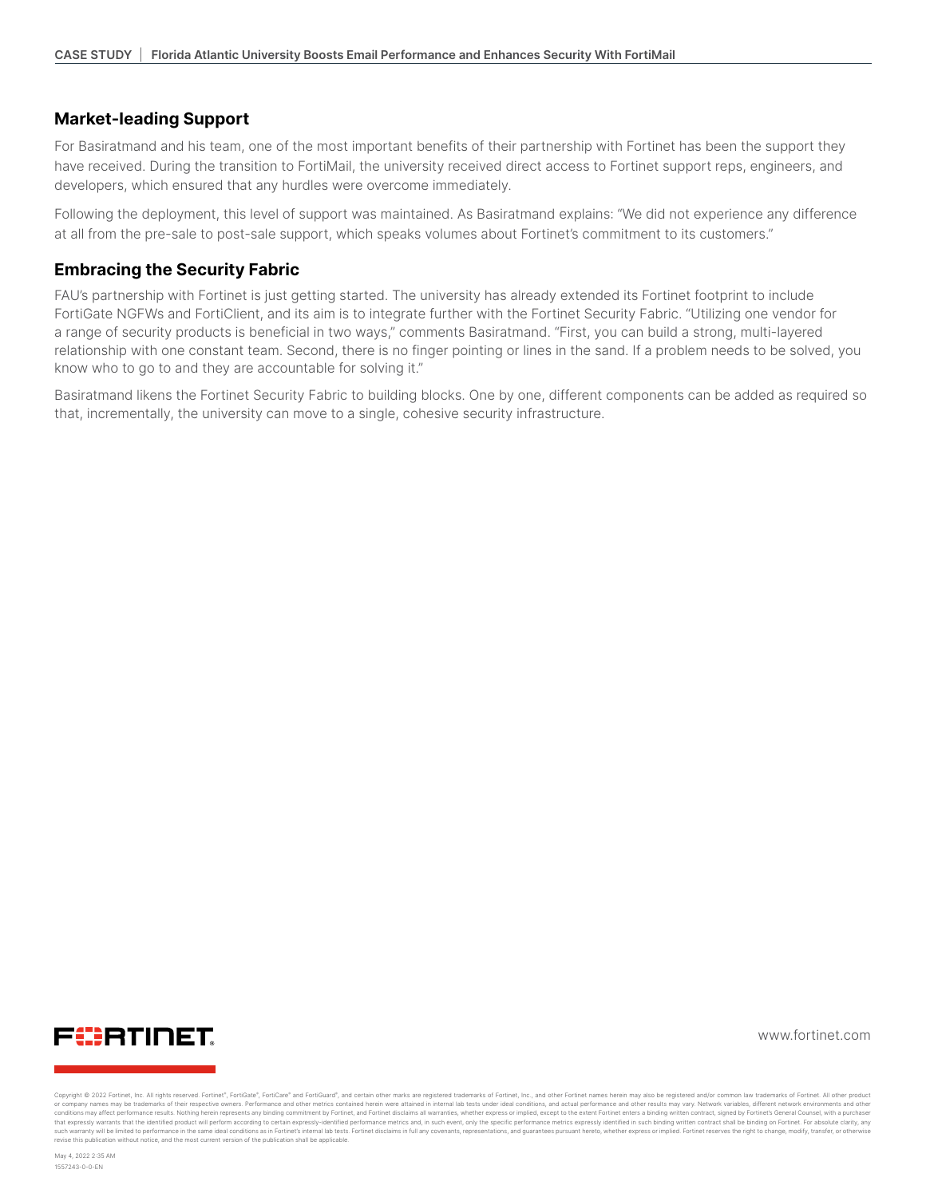## Market-leading Support

For Basiratmand and his team, one of the most important benefits of their partnership with Fortinet has been the support they have received. During the transition to FortiMail, the university received direct access to Fortinet support reps, engineers, and developers, which ensured that any hurdles were overcome immediately.

Following the deployment, this level of support was maintained. As Basiratmand explains: "We did not experience any difference at all from the pre-sale to post-sale support, which speaks volumes about Fortinet's commitment to its customers."

## Embracing the Security Fabric

FAU's partnership with Fortinet is just getting started. The university has already extended its Fortinet footprint to include FortiGate NGFWs and FortiClient, and its aim is to integrate further with the Fortinet Security Fabric. "Utilizing one vendor for a range of security products is beneficial in two ways," comments Basiratmand. "First, you can build a strong, multi-layered relationship with one constant team. Second, there is no finger pointing or lines in the sand. If a problem needs to be solved, you know who to go to and they are accountable for solving it."

Basiratmand likens the Fortinet Security Fabric to building blocks. One by one, different components can be added as required so that, incrementally, the university can move to a single, cohesive security infrastructure.

FORTINET

www.fortinet.com

Copyright © 2022 Fortinet, Inc. All rights reserved. Fortinet®, FortiGate®, FortiCare® and FortiGuard®, and certain other marks are registered trademarks of Fortinet, Inc., and other Fortinet names herein may also be registered and/or common law trademarks of Fortinet. All other product or company names may be trademarks of their respective owners. Performance and other metrics contained herein were attained in internal lab tests under ideal conditions, and actual performance and other results may vary. Network variables, different network environments and other conditions may affect performance results. Nothing herein represents any binding commitment by Fortinet, and Fortinet disclaims all warranties, whether express or implied, except to the extent Fortinet enters a binding written contract, signed by Fortinet's General Counsel, with a purchaser that expressly warrants that the identified product will perform according to certain expressly-identified performance metrics and, in such event, only the specific performance metrics expressly identified in such binding written contract shall be binding on Fortinet. For absolute clarity, any such warranty will be limited to performance in the same ideal conditions as in Fortinet's internal lab tests. Fortinet disclaims in full any covenants, representations, and guarantees pursuant hereto, whether express or implied. Fortinet reserves the right to change, modify, transfer, or otherwise revise this publication without notice, and the most current version of the publication shall be applicable.

May 4, 2022 2:35 AM
1557243-0-0-EN